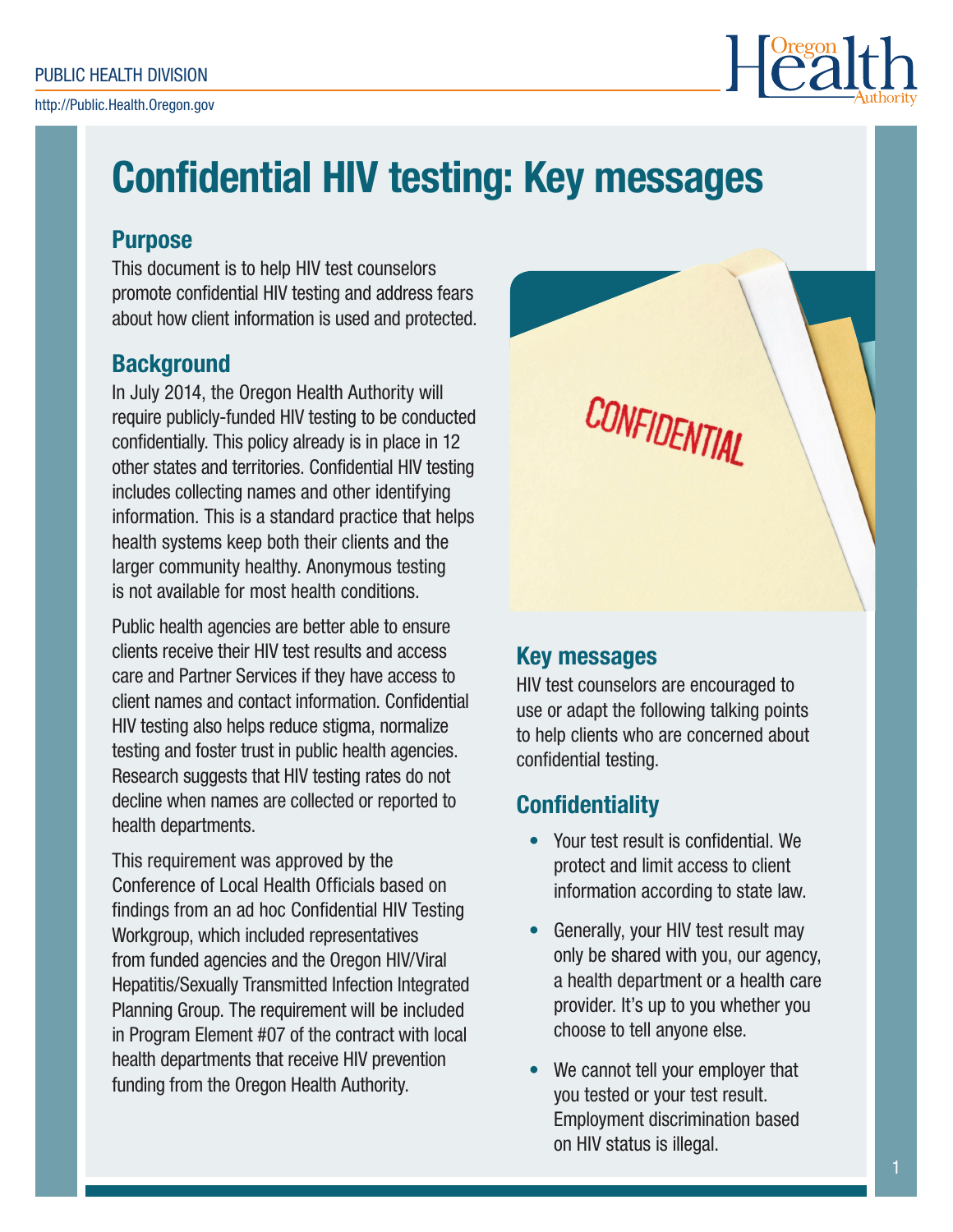# Confidential HIV testing: Key messages

## Purpose

This document is to help HIV test counselors promote confidential HIV testing and address fears about how client information is used and protected.

## Background

In July 2014, the Oregon Health Authority will require publicly-funded HIV testing to be conducted confidentially. This policy already is in place in 12 other states and territories. Confidential HIV testing includes collecting names and other identifying information. This is a standard practice that helps health systems keep both their clients and the larger community healthy. Anonymous testing is not available for most health conditions.

Public health agencies are better able to ensure clients receive their HIV test results and access care and Partner Services if they have access to client names and contact information. Confidential HIV testing also helps reduce stigma, normalize testing and foster trust in public health agencies. Research suggests that HIV testing rates do not decline when names are collected or reported to health departments.

This requirement was approved by the Conference of Local Health Officials based on findings from an ad hoc Confidential HIV Testing Workgroup, which included representatives from funded agencies and the Oregon HIV/Viral Hepatitis/Sexually Transmitted Infection Integrated Planning Group. The requirement will be included in Program Element #07 of the contract with local health departments that receive HIV prevention funding from the Oregon Health Authority.

## Key messages

HIV test counselors are encouraged to use or adapt the following talking points to help clients who are concerned about confidential testing.

## Confidentiality

- Your test result is confidential. We protect and limit access to client information according to state law.
- Generally, your HIV test result may only be shared with you, our agency, a health department or a health care provider. It's up to you whether you choose to tell anyone else.
- We cannot tell your employer that you tested or your test result. Employment discrimination based on HIV status is illegal.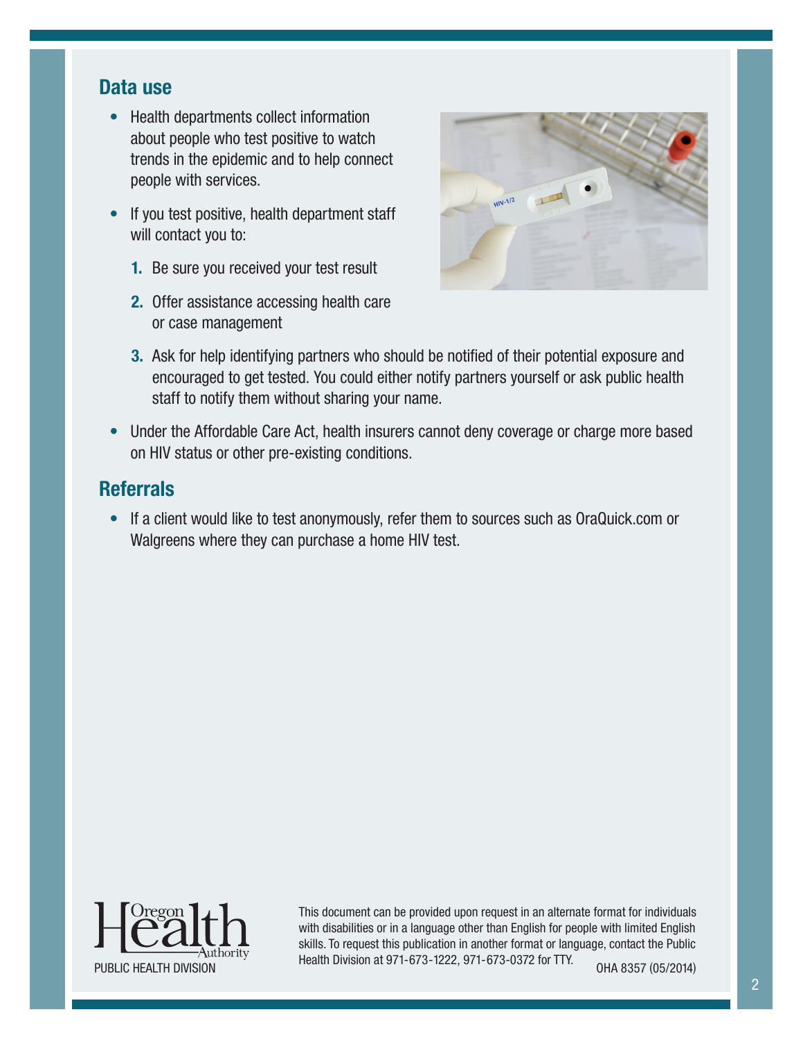## Data use

- Health departments collect information about people who test positive to watch trends in the epidemic and to help connect people with services.
- If you test positive, health department staff will contact you to:
  1. Be sure you received your test result
  2. Offer assistance accessing health care or case management
  3. Ask for help identifying partners who should be notified of their potential exposure and encouraged to get tested. You could either notify partners yourself or ask public health staff to notify them without sharing your name.
- Under the Affordable Care Act, health insurers cannot deny coverage or charge more based on HIV status or other pre-existing conditions.

## Referrals

- If a client would like to test anonymously, refer them to sources such as OraQuick.com or Walgreens where they can purchase a home HIV test.

Oregon Health Authority
PUBLIC HEALTH DIVISION

This document can be provided upon request in an alternate format for individuals with disabilities or in a language other than English for people with limited English skills. To request this publication in another format or language, contact the Public Health Division at 971-673-1222, 971-673-0372 for TTY.

OHA 8357 (05/2014)